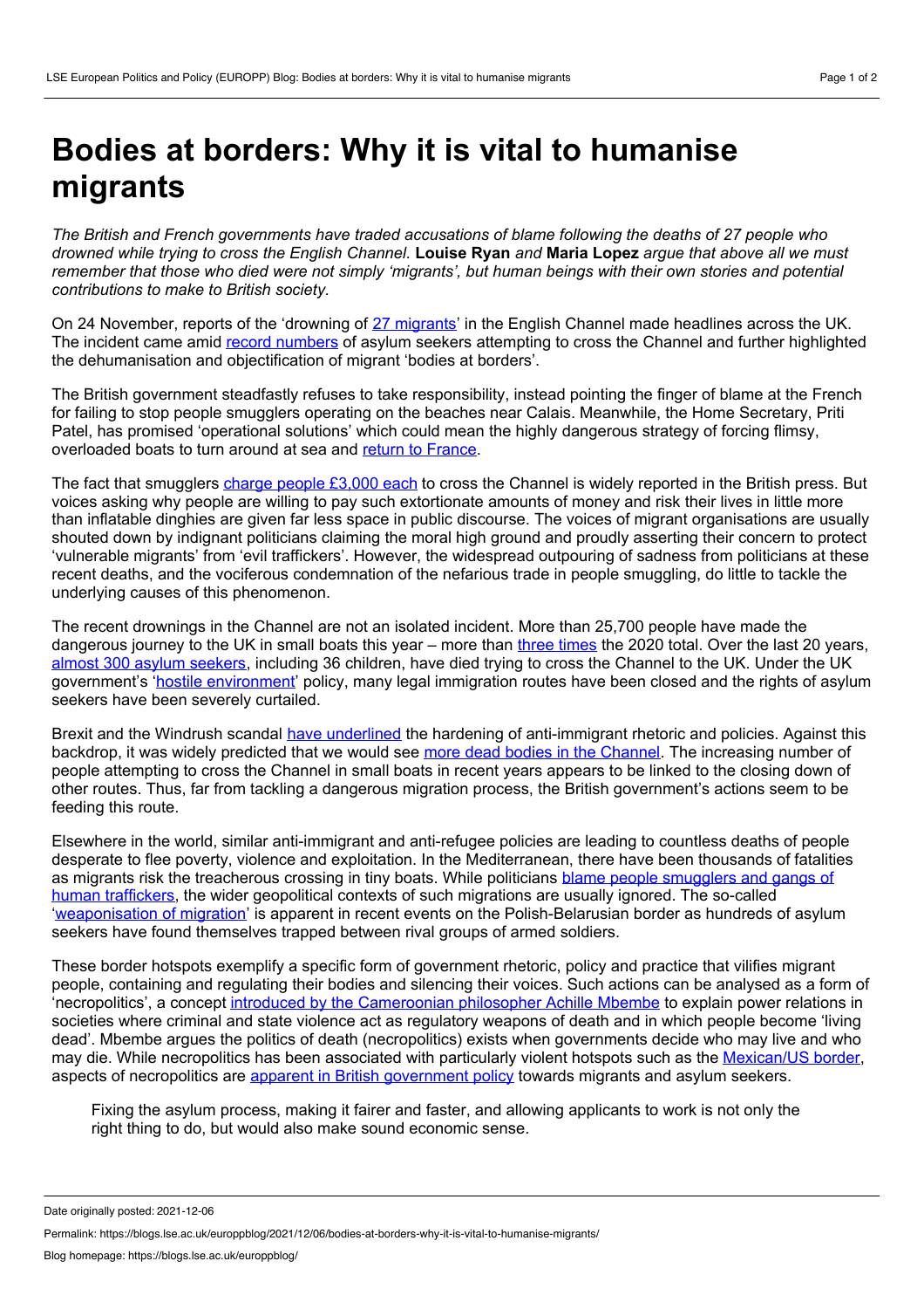# Bodies at borders: Why it is vital to humanise migrants

*The British and French governments have traded accusations of blame following the deaths of 27 people who drowned while trying to cross the English Channel.* **Louise Ryan** *and* **Maria Lopez** *argue that above all we must remember that those who died were not simply 'migrants', but human beings with their own stories and potential contributions to make to British society.*

On 24 November, reports of the 'drowning of 27 migrants' in the English Channel made headlines across the UK. The incident came amid record numbers of asylum seekers attempting to cross the Channel and further highlighted the dehumanisation and objectification of migrant 'bodies at borders'.

The British government steadfastly refuses to take responsibility, instead pointing the finger of blame at the French for failing to stop people smugglers operating on the beaches near Calais. Meanwhile, the Home Secretary, Priti Patel, has promised 'operational solutions' which could mean the highly dangerous strategy of forcing flimsy, overloaded boats to turn around at sea and return to France.

The fact that smugglers charge people £3,000 each to cross the Channel is widely reported in the British press. But voices asking why people are willing to pay such extortionate amounts of money and risk their lives in little more than inflatable dinghies are given far less space in public discourse. The voices of migrant organisations are usually shouted down by indignant politicians claiming the moral high ground and proudly asserting their concern to protect 'vulnerable migrants' from 'evil traffickers'. However, the widespread outpouring of sadness from politicians at these recent deaths, and the vociferous condemnation of the nefarious trade in people smuggling, do little to tackle the underlying causes of this phenomenon.

The recent drownings in the Channel are not an isolated incident. More than 25,700 people have made the dangerous journey to the UK in small boats this year – more than three times the 2020 total. Over the last 20 years, almost 300 asylum seekers, including 36 children, have died trying to cross the Channel to the UK. Under the UK government's 'hostile environment' policy, many legal immigration routes have been closed and the rights of asylum seekers have been severely curtailed.

Brexit and the Windrush scandal have underlined the hardening of anti-immigrant rhetoric and policies. Against this backdrop, it was widely predicted that we would see more dead bodies in the Channel. The increasing number of people attempting to cross the Channel in small boats in recent years appears to be linked to the closing down of other routes. Thus, far from tackling a dangerous migration process, the British government's actions seem to be feeding this route.

Elsewhere in the world, similar anti-immigrant and anti-refugee policies are leading to countless deaths of people desperate to flee poverty, violence and exploitation. In the Mediterranean, there have been thousands of fatalities as migrants risk the treacherous crossing in tiny boats. While politicians blame people smugglers and gangs of human traffickers, the wider geopolitical contexts of such migrations are usually ignored. The so-called 'weaponisation of migration' is apparent in recent events on the Polish-Belarusian border as hundreds of asylum seekers have found themselves trapped between rival groups of armed soldiers.

These border hotspots exemplify a specific form of government rhetoric, policy and practice that vilifies migrant people, containing and regulating their bodies and silencing their voices. Such actions can be analysed as a form of 'necropolitics', a concept introduced by the Cameroonian philosopher Achille Mbembe to explain power relations in societies where criminal and state violence act as regulatory weapons of death and in which people become 'living dead'. Mbembe argues the politics of death (necropolitics) exists when governments decide who may live and who may die. While necropolitics has been associated with particularly violent hotspots such as the Mexican/US border, aspects of necropolitics are apparent in British government policy towards migrants and asylum seekers.

> Fixing the asylum process, making it fairer and faster, and allowing applicants to work is not only the right thing to do, but would also make sound economic sense.

Date originally posted: 2021-12-06

Permalink: https://blogs.lse.ac.uk/europpblog/2021/12/06/bodies-at-borders-why-it-is-vital-to-humanise-migrants/

Blog homepage: https://blogs.lse.ac.uk/europpblog/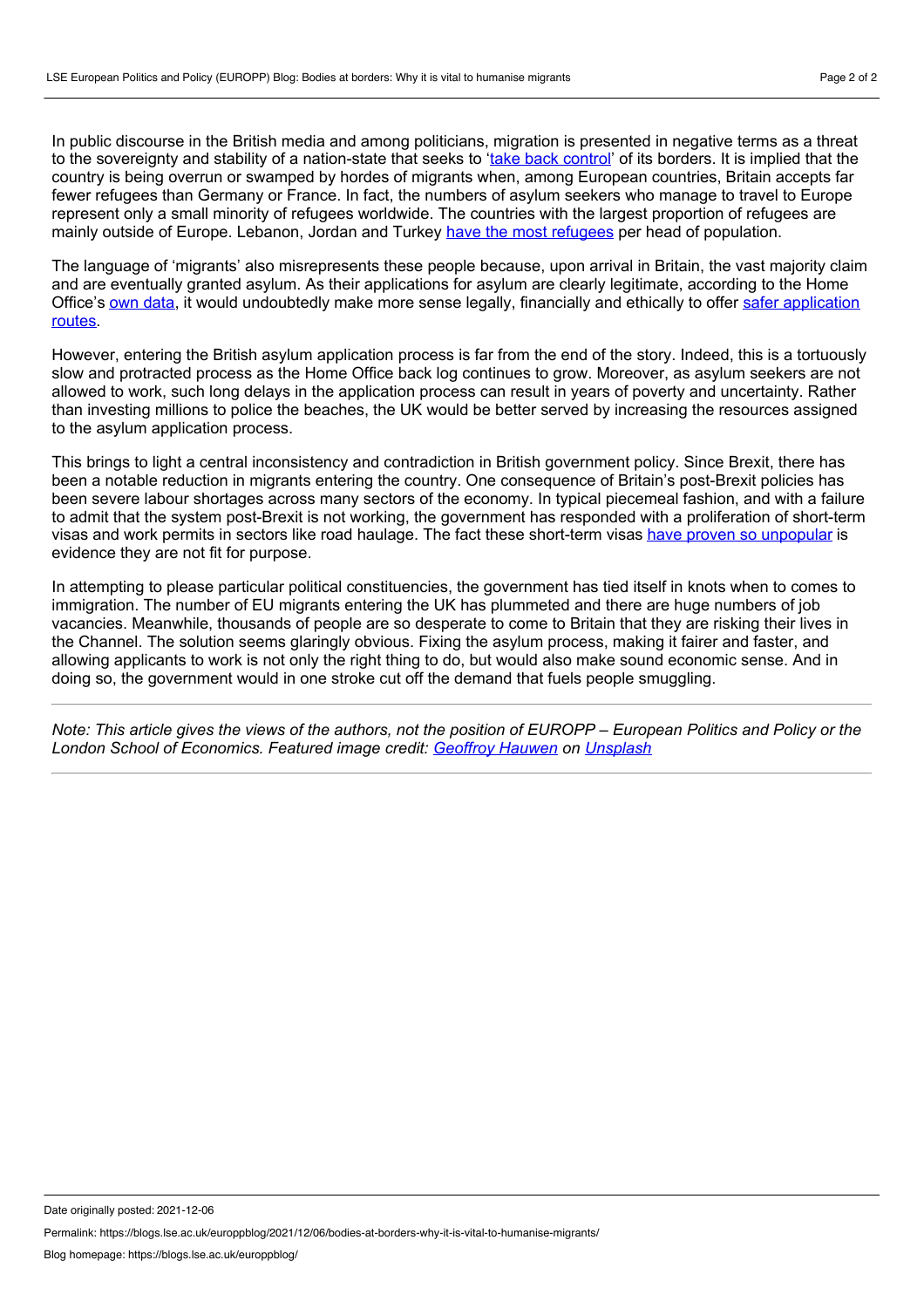In public discourse in the British media and among politicians, migration is presented in negative terms as a threat to the sovereignty and stability of a nation-state that seeks to '[take back control](#)' of its borders. It is implied that the country is being overrun or swamped by hordes of migrants when, among European countries, Britain accepts far fewer refugees than Germany or France. In fact, the numbers of asylum seekers who manage to travel to Europe represent only a small minority of refugees worldwide. The countries with the largest proportion of refugees are mainly outside of Europe. Lebanon, Jordan and Turkey [have the most refugees](#) per head of population.

The language of 'migrants' also misrepresents these people because, upon arrival in Britain, the vast majority claim and are eventually granted asylum. As their applications for asylum are clearly legitimate, according to the Home Office's [own data](#), it would undoubtedly make more sense legally, financially and ethically to offer [safer application routes](#).

However, entering the British asylum application process is far from the end of the story. Indeed, this is a tortuously slow and protracted process as the Home Office back log continues to grow. Moreover, as asylum seekers are not allowed to work, such long delays in the application process can result in years of poverty and uncertainty. Rather than investing millions to police the beaches, the UK would be better served by increasing the resources assigned to the asylum application process.

This brings to light a central inconsistency and contradiction in British government policy. Since Brexit, there has been a notable reduction in migrants entering the country. One consequence of Britain's post-Brexit policies has been severe labour shortages across many sectors of the economy. In typical piecemeal fashion, and with a failure to admit that the system post-Brexit is not working, the government has responded with a proliferation of short-term visas and work permits in sectors like road haulage. The fact these short-term visas [have proven so unpopular](#) is evidence they are not fit for purpose.

In attempting to please particular political constituencies, the government has tied itself in knots when to comes to immigration. The number of EU migrants entering the UK has plummeted and there are huge numbers of job vacancies. Meanwhile, thousands of people are so desperate to come to Britain that they are risking their lives in the Channel. The solution seems glaringly obvious. Fixing the asylum process, making it fairer and faster, and allowing applicants to work is not only the right thing to do, but would also make sound economic sense. And in doing so, the government would in one stroke cut off the demand that fuels people smuggling.

---

*Note: This article gives the views of the authors, not the position of EUROPP – European Politics and Policy or the London School of Economics. Featured image credit: [Geoffroy Hauwen](#) on [Unsplash](#)*

---

Date originally posted: 2021-12-06

Permalink: https://blogs.lse.ac.uk/europpblog/2021/12/06/bodies-at-borders-why-it-is-vital-to-humanise-migrants/

Blog homepage: https://blogs.lse.ac.uk/europpblog/